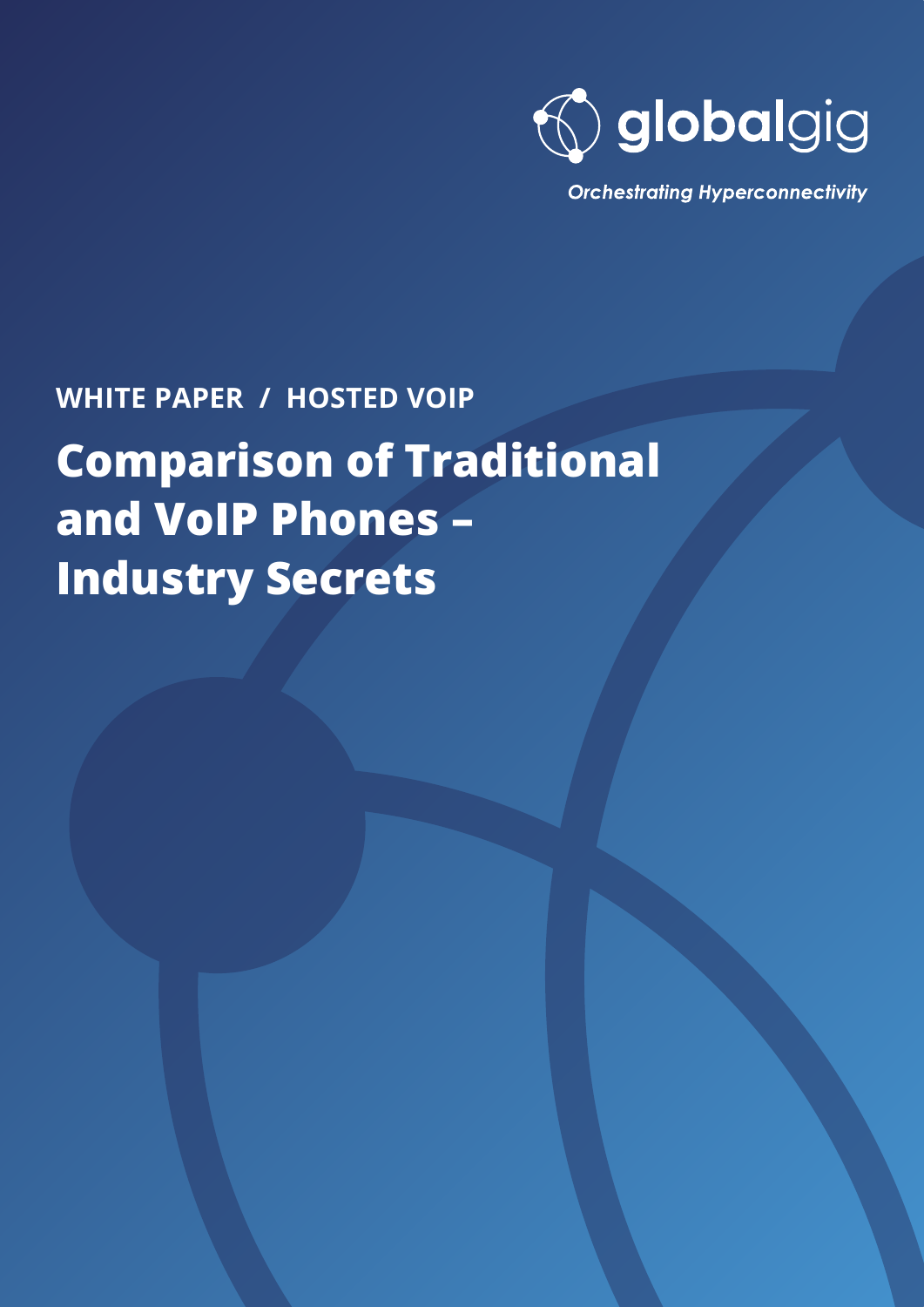globalgig

*Orchestrating Hyperconnectivity*

**WHITE PAPER / HOSTED VOIP**

# Comparison of Traditional and VoIP Phones – Industry Secrets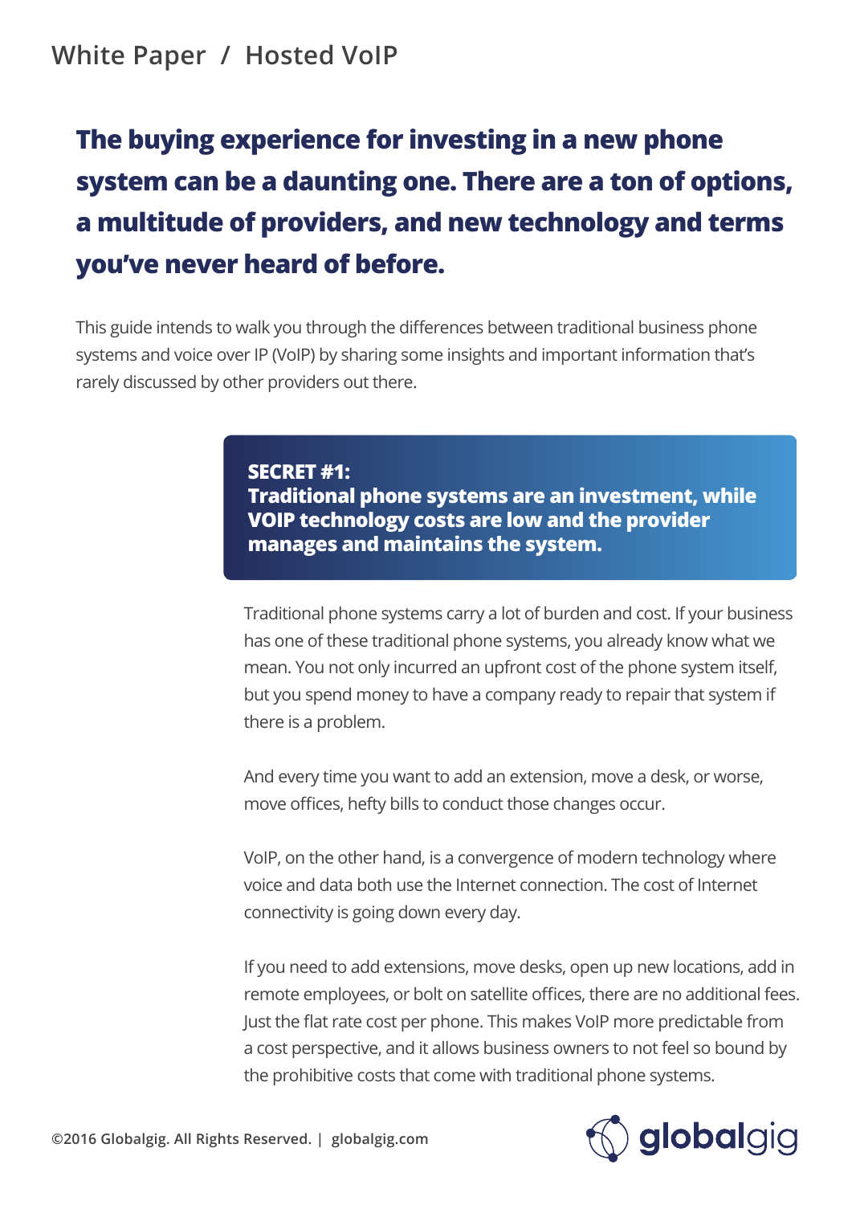**The buying experience for investing in a new phone system can be a daunting one. There are a ton of options, a multitude of providers, and new technology and terms you've never heard of before.**

This guide intends to walk you through the differences between traditional business phone systems and voice over IP (VoIP) by sharing some insights and important information that's rarely discussed by other providers out there.

## SECRET #1: Traditional phone systems are an investment, while VOIP technology costs are low and the provider manages and maintains the system.

Traditional phone systems carry a lot of burden and cost. If your business has one of these traditional phone systems, you already know what we mean. You not only incurred an upfront cost of the phone system itself, but you spend money to have a company ready to repair that system if there is a problem.

And every time you want to add an extension, move a desk, or worse, move offices, hefty bills to conduct those changes occur.

VoIP, on the other hand, is a convergence of modern technology where voice and data both use the Internet connection. The cost of Internet connectivity is going down every day.

If you need to add extensions, move desks, open up new locations, add in remote employees, or bolt on satellite offices, there are no additional fees. Just the flat rate cost per phone. This makes VoIP more predictable from a cost perspective, and it allows business owners to not feel so bound by the prohibitive costs that come with traditional phone systems.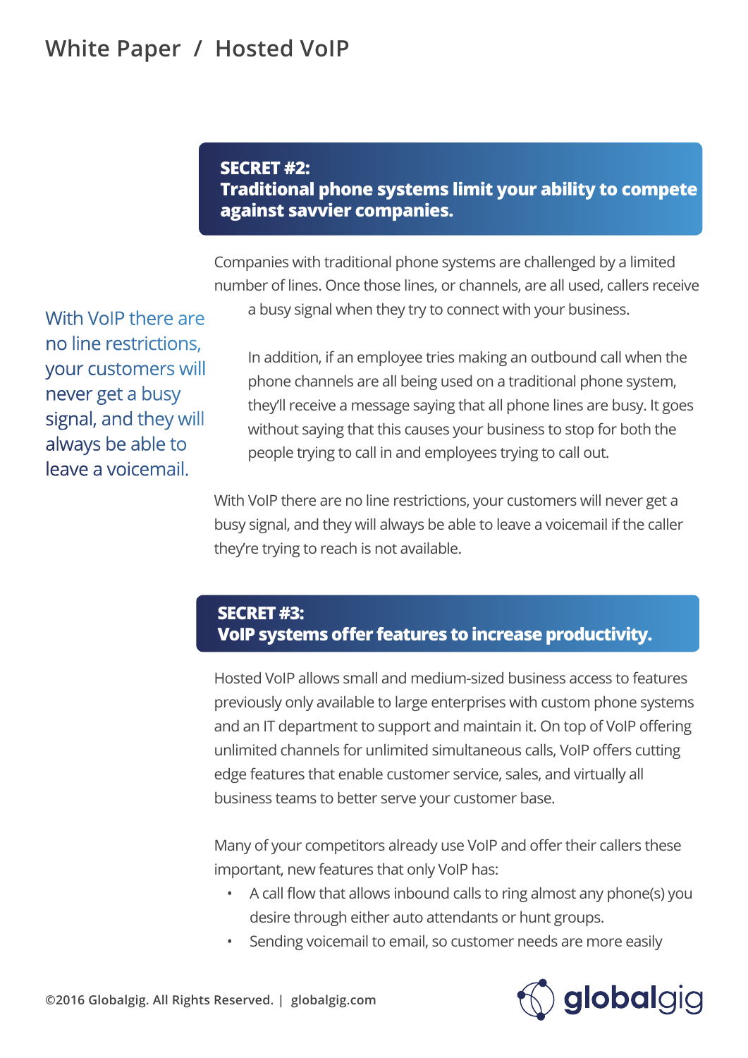## SECRET #2:
## Traditional phone systems limit your ability to compete against savvier companies.

Companies with traditional phone systems are challenged by a limited number of lines. Once those lines, or channels, are all used, callers receive a busy signal when they try to connect with your business.

In addition, if an employee tries making an outbound call when the phone channels are all being used on a traditional phone system, they'll receive a message saying that all phone lines are busy. It goes without saying that this causes your business to stop for both the people trying to call in and employees trying to call out.

> With VoIP there are no line restrictions, your customers will never get a busy signal, and they will always be able to leave a voicemail.

With VoIP there are no line restrictions, your customers will never get a busy signal, and they will always be able to leave a voicemail if the caller they're trying to reach is not available.

## SECRET #3:
## VoIP systems offer features to increase productivity.

Hosted VoIP allows small and medium-sized business access to features previously only available to large enterprises with custom phone systems and an IT department to support and maintain it. On top of VoIP offering unlimited channels for unlimited simultaneous calls, VoIP offers cutting edge features that enable customer service, sales, and virtually all business teams to better serve your customer base.

Many of your competitors already use VoIP and offer their callers these important, new features that only VoIP has:

- A call flow that allows inbound calls to ring almost any phone(s) you desire through either auto attendants or hunt groups.
- Sending voicemail to email, so customer needs are more easily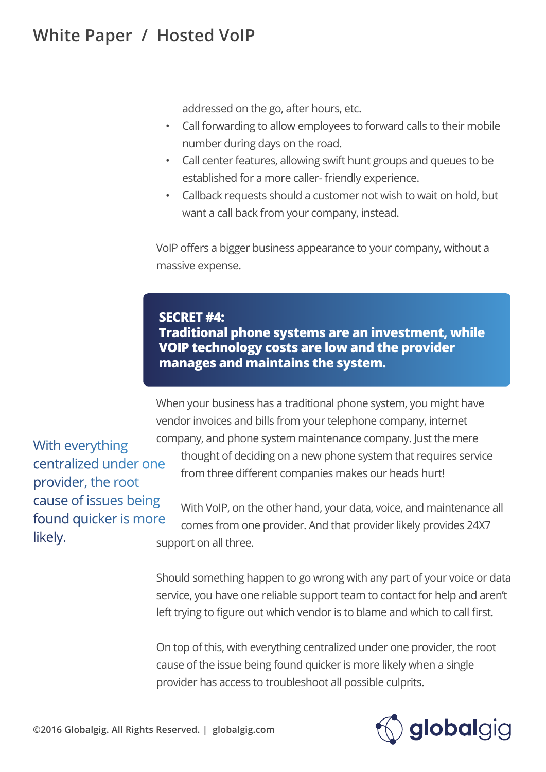addressed on the go, after hours, etc.

- Call forwarding to allow employees to forward calls to their mobile number during days on the road.
- Call center features, allowing swift hunt groups and queues to be established for a more caller- friendly experience.
- Callback requests should a customer not wish to wait on hold, but want a call back from your company, instead.

VoIP offers a bigger business appearance to your company, without a massive expense.

## SECRET #4: Traditional phone systems are an investment, while VOIP technology costs are low and the provider manages and maintains the system.

When your business has a traditional phone system, you might have vendor invoices and bills from your telephone company, internet company, and phone system maintenance company. Just the mere thought of deciding on a new phone system that requires service from three different companies makes our heads hurt!

> With everything centralized under one provider, the root cause of issues being found quicker is more likely.

With VoIP, on the other hand, your data, voice, and maintenance all comes from one provider. And that provider likely provides 24X7 support on all three.

Should something happen to go wrong with any part of your voice or data service, you have one reliable support team to contact for help and aren't left trying to figure out which vendor is to blame and which to call first.

On top of this, with everything centralized under one provider, the root cause of the issue being found quicker is more likely when a single provider has access to troubleshoot all possible culprits.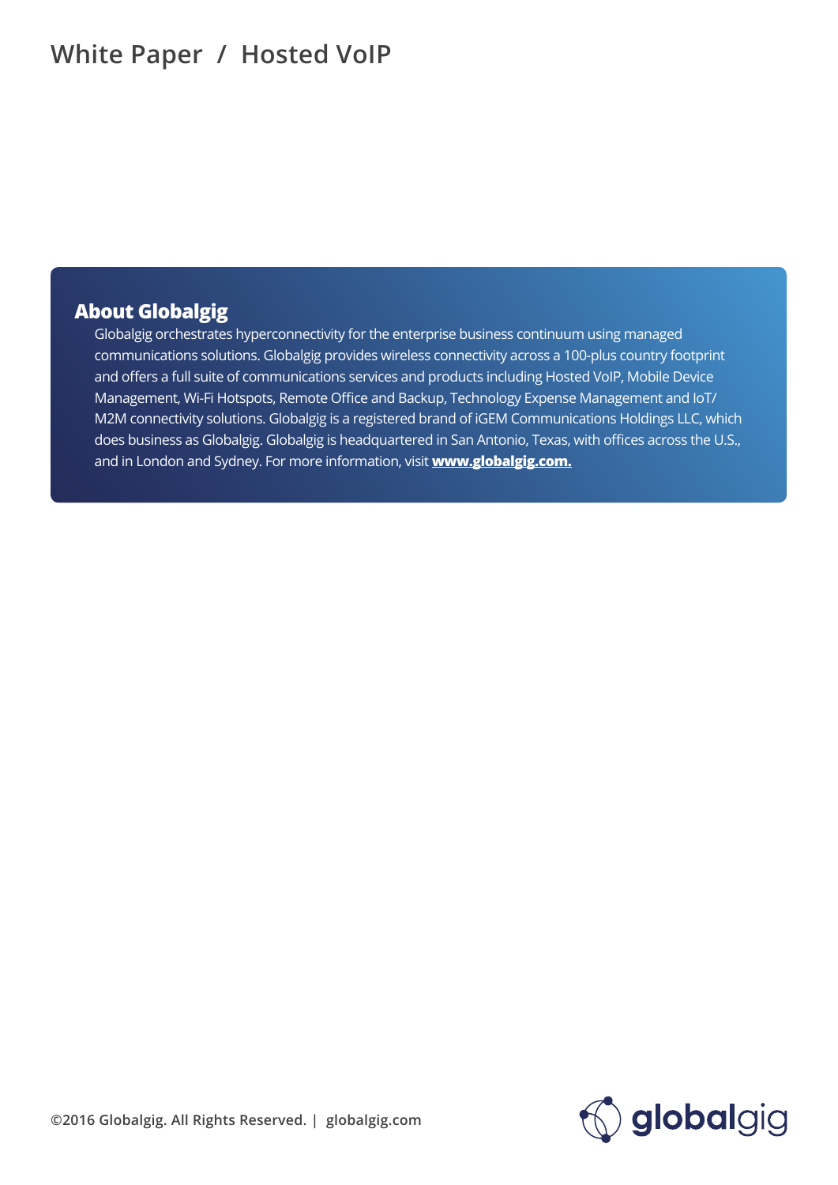## About Globalgig

Globalgig orchestrates hyperconnectivity for the enterprise business continuum using managed communications solutions. Globalgig provides wireless connectivity across a 100-plus country footprint and offers a full suite of communications services and products including Hosted VoIP, Mobile Device Management, Wi-Fi Hotspots, Remote Office and Backup, Technology Expense Management and IoT/M2M connectivity solutions. Globalgig is a registered brand of iGEM Communications Holdings LLC, which does business as Globalgig. Globalgig is headquartered in San Antonio, Texas, with offices across the U.S., and in London and Sydney. For more information, visit **www.globalgig.com.**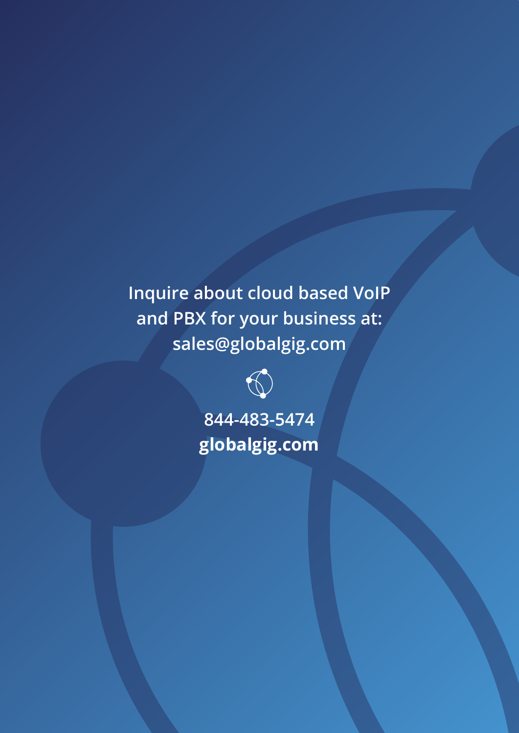Inquire about cloud based VoIP and PBX for your business at:
sales@globalgig.com

844-483-5474
**globalgig.com**